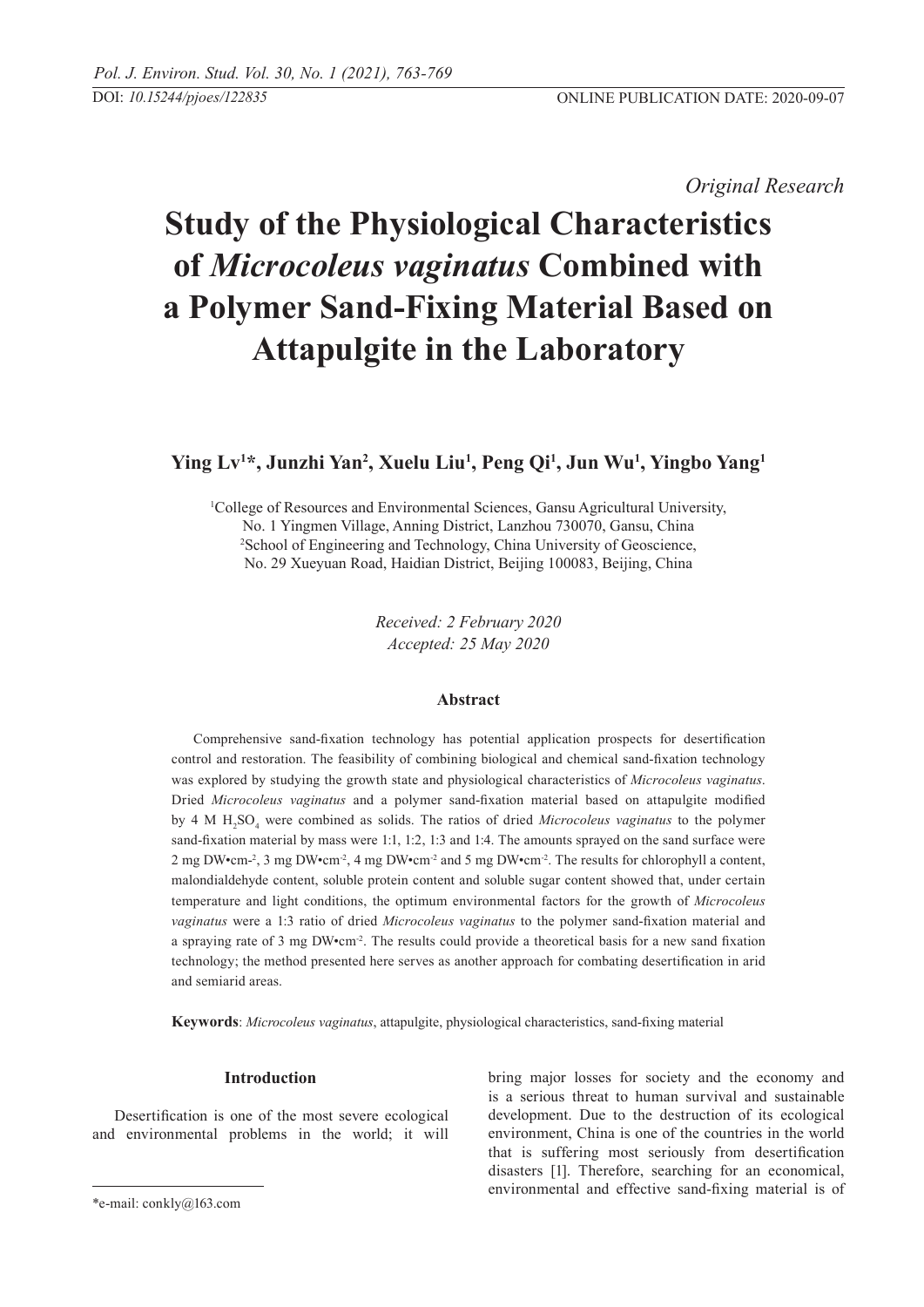*Original Research*

# Study of the Physiological Characteristics of *Microcoleus vaginatus* Combined with a Polymer Sand-Fixing Material Based on Attapulgite in the Laboratory

**Ying Lv[1]*, Junzhi Yan[2], Xuelu Liu[1], Peng Qi[1], Jun Wu[1], Yingbo Yang[1]**

[1]College of Resources and Environmental Sciences, Gansu Agricultural University, No. 1 Yingmen Village, Anning District, Lanzhou 730070, Gansu, China
[2]School of Engineering and Technology, China University of Geoscience, No. 29 Xueyuan Road, Haidian District, Beijing 100083, Beijing, China

*Received: 2 February 2020*
*Accepted: 25 May 2020*

### Abstract

Comprehensive sand-fixation technology has potential application prospects for desertification control and restoration. The feasibility of combining biological and chemical sand-fixation technology was explored by studying the growth state and physiological characteristics of *Microcoleus vaginatus*. Dried *Microcoleus vaginatus* and a polymer sand-fixation material based on attapulgite modified by 4 M $H_2SO_4$ were combined as solids. The ratios of dried *Microcoleus vaginatus* to the polymer sand-fixation material by mass were 1:1, 1:2, 1:3 and 1:4. The amounts sprayed on the sand surface were 2 mg DW•cm-$^{2}$, 3 mg DW•cm$^{-2}$, 4 mg DW•cm$^{-2}$ and 5 mg DW•cm$^{-2}$. The results for chlorophyll a content, malondialdehyde content, soluble protein content and soluble sugar content showed that, under certain temperature and light conditions, the optimum environmental factors for the growth of *Microcoleus vaginatus* were a 1:3 ratio of dried *Microcoleus vaginatus* to the polymer sand-fixation material and a spraying rate of 3 mg DW•cm$^{-2}$. The results could provide a theoretical basis for a new sand fixation technology; the method presented here serves as another approach for combating desertification in arid and semiarid areas.

**Keywords**: *Microcoleus vaginatus*, attapulgite, physiological characteristics, sand-fixing material

## Introduction

Desertification is one of the most severe ecological and environmental problems in the world; it will bring major losses for society and the economy and is a serious threat to human survival and sustainable development. Due to the destruction of its ecological environment, China is one of the countries in the world that is suffering most seriously from desertification disasters [1]. Therefore, searching for an economical, environmental and effective sand-fixing material is of

*e-mail: conkly@163.com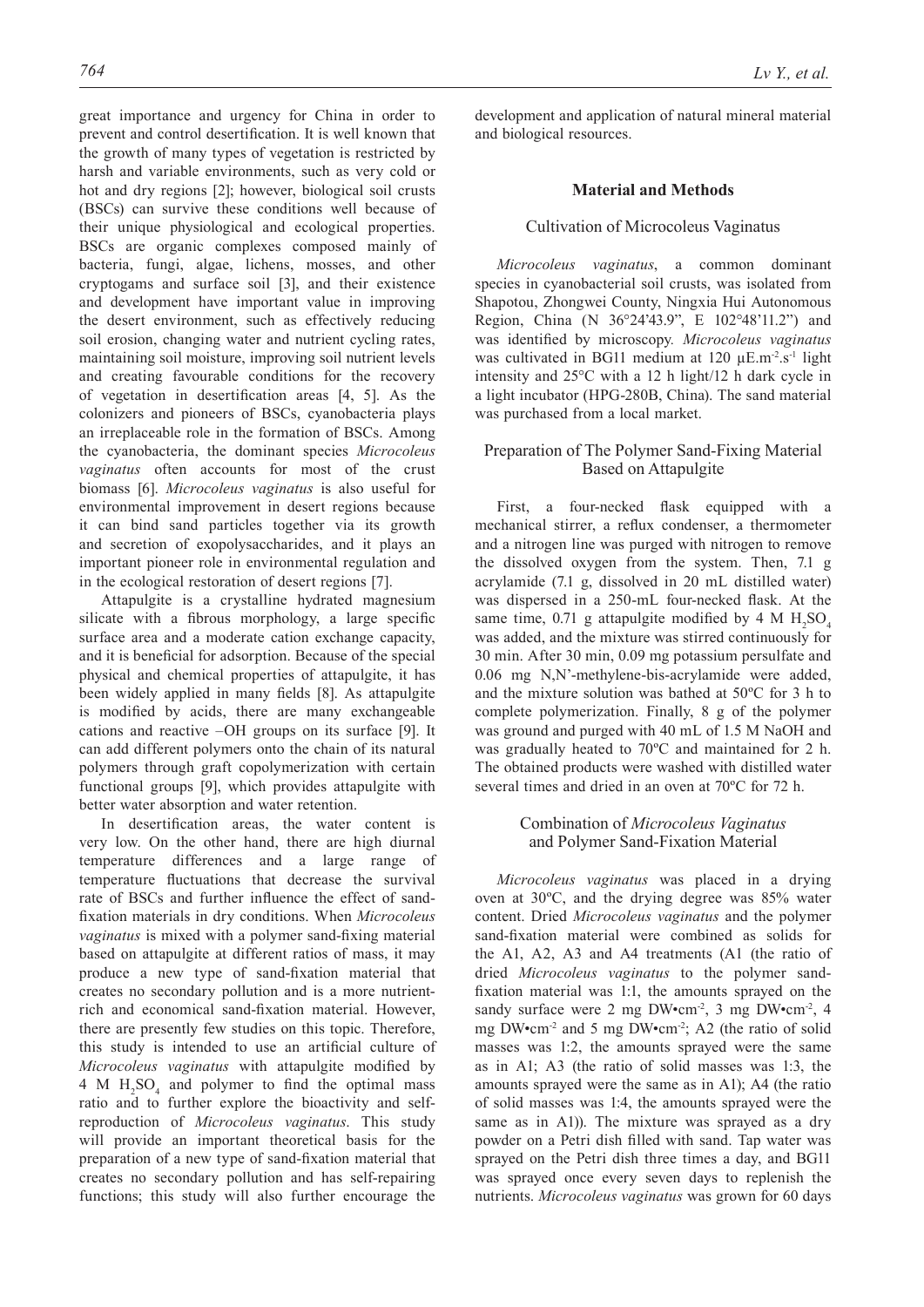great importance and urgency for China in order to prevent and control desertification. It is well known that the growth of many types of vegetation is restricted by harsh and variable environments, such as very cold or hot and dry regions [2]; however, biological soil crusts (BSCs) can survive these conditions well because of their unique physiological and ecological properties. BSCs are organic complexes composed mainly of bacteria, fungi, algae, lichens, mosses, and other cryptogams and surface soil [3], and their existence and development have important value in improving the desert environment, such as effectively reducing soil erosion, changing water and nutrient cycling rates, maintaining soil moisture, improving soil nutrient levels and creating favourable conditions for the recovery of vegetation in desertification areas [4, 5]. As the colonizers and pioneers of BSCs, cyanobacteria plays an irreplaceable role in the formation of BSCs. Among the cyanobacteria, the dominant species *Microcoleus vaginatus* often accounts for most of the crust biomass [6]. *Microcoleus vaginatus* is also useful for environmental improvement in desert regions because it can bind sand particles together via its growth and secretion of exopolysaccharides, and it plays an important pioneer role in environmental regulation and in the ecological restoration of desert regions [7].

Attapulgite is a crystalline hydrated magnesium silicate with a fibrous morphology, a large specific surface area and a moderate cation exchange capacity, and it is beneficial for adsorption. Because of the special physical and chemical properties of attapulgite, it has been widely applied in many fields [8]. As attapulgite is modified by acids, there are many exchangeable cations and reactive –OH groups on its surface [9]. It can add different polymers onto the chain of its natural polymers through graft copolymerization with certain functional groups [9], which provides attapulgite with better water absorption and water retention.

In desertification areas, the water content is very low. On the other hand, there are high diurnal temperature differences and a large range of temperature fluctuations that decrease the survival rate of BSCs and further influence the effect of sand-fixation materials in dry conditions. When *Microcoleus vaginatus* is mixed with a polymer sand-fixing material based on attapulgite at different ratios of mass, it may produce a new type of sand-fixation material that creates no secondary pollution and is a more nutrient-rich and economical sand-fixation material. However, there are presently few studies on this topic. Therefore, this study is intended to use an artificial culture of *Microcoleus vaginatus* with attapulgite modified by 4 M $H_2SO_4$ and polymer to find the optimal mass ratio and to further explore the bioactivity and self-reproduction of *Microcoleus vaginatus*. This study will provide an important theoretical basis for the preparation of a new type of sand-fixation material that creates no secondary pollution and has self-repairing functions; this study will also further encourage the development and application of natural mineral material and biological resources.

## Material and Methods

### Cultivation of Microcoleus Vaginatus

*Microcoleus vaginatus*, a common dominant species in cyanobacterial soil crusts, was isolated from Shapotou, Zhongwei County, Ningxia Hui Autonomous Region, China (N 36°24'43.9", E 102°48'11.2") and was identified by microscopy. *Microcoleus vaginatus* was cultivated in BG11 medium at 120 $\mu E.m^{-2}.s^{-1}$ light intensity and 25°C with a 12 h light/12 h dark cycle in a light incubator (HPG-280B, China). The sand material was purchased from a local market.

### Preparation of The Polymer Sand-Fixing Material Based on Attapulgite

First, a four-necked flask equipped with a mechanical stirrer, a reflux condenser, a thermometer and a nitrogen line was purged with nitrogen to remove the dissolved oxygen from the system. Then, 7.1 g acrylamide (7.1 g, dissolved in 20 mL distilled water) was dispersed in a 250-mL four-necked flask. At the same time, 0.71 g attapulgite modified by 4 M $H_2SO_4$ was added, and the mixture was stirred continuously for 30 min. After 30 min, 0.09 mg potassium persulfate and 0.06 mg N,N'-methylene-bis-acrylamide were added, and the mixture solution was bathed at 50ºC for 3 h to complete polymerization. Finally, 8 g of the polymer was ground and purged with 40 mL of 1.5 M NaOH and was gradually heated to 70ºC and maintained for 2 h. The obtained products were washed with distilled water several times and dried in an oven at 70ºC for 72 h.

### Combination of *Microcoleus Vaginatus* and Polymer Sand-Fixation Material

*Microcoleus vaginatus* was placed in a drying oven at 30ºC, and the drying degree was 85% water content. Dried *Microcoleus vaginatus* and the polymer sand-fixation material were combined as solids for the A1, A2, A3 and A4 treatments (A1 (the ratio of dried *Microcoleus vaginatus* to the polymer sand-fixation material was 1:1, the amounts sprayed on the sandy surface were 2 mg DW•cm$^{-2}$, 3 mg DW•cm$^{-2}$, 4 mg DW•cm$^{-2}$ and 5 mg DW•cm$^{-2}$; A2 (the ratio of solid masses was 1:2, the amounts sprayed were the same as in A1; A3 (the ratio of solid masses was 1:3, the amounts sprayed were the same as in A1); A4 (the ratio of solid masses was 1:4, the amounts sprayed were the same as in A1)). The mixture was sprayed as a dry powder on a Petri dish filled with sand. Tap water was sprayed on the Petri dish three times a day, and BG11 was sprayed once every seven days to replenish the nutrients. *Microcoleus vaginatus* was grown for 60 days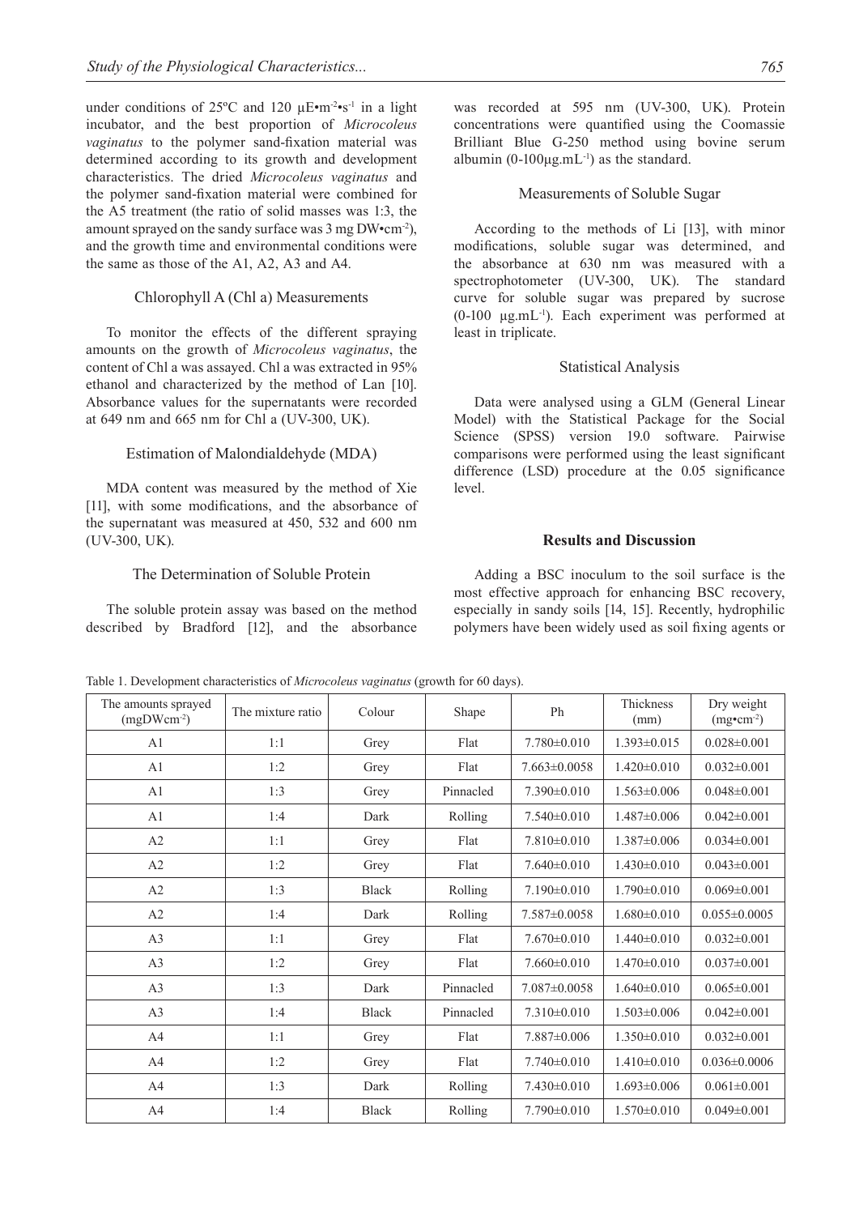under conditions of 25ºC and 120 μE•m$^{-2}$•s$^{-1}$ in a light incubator, and the best proportion of *Microcoleus vaginatus* to the polymer sand-fixation material was determined according to its growth and development characteristics. The dried *Microcoleus vaginatus* and the polymer sand-fixation material were combined for the A5 treatment (the ratio of solid masses was 1:3, the amount sprayed on the sandy surface was 3 mg DW•cm$^{-2}$), and the growth time and environmental conditions were the same as those of the A1, A2, A3 and A4.

### Chlorophyll A (Chl a) Measurements

To monitor the effects of the different spraying amounts on the growth of *Microcoleus vaginatus*, the content of Chl a was assayed. Chl a was extracted in 95% ethanol and characterized by the method of Lan [10]. Absorbance values for the supernatants were recorded at 649 nm and 665 nm for Chl a (UV-300, UK).

### Estimation of Malondialdehyde (MDA)

MDA content was measured by the method of Xie [11], with some modifications, and the absorbance of the supernatant was measured at 450, 532 and 600 nm (UV-300, UK).

### The Determination of Soluble Protein

The soluble protein assay was based on the method described by Bradford [12], and the absorbance was recorded at 595 nm (UV-300, UK). Protein concentrations were quantified using the Coomassie Brilliant Blue G-250 method using bovine serum albumin (0-100μg.mL$^{-1}$) as the standard.

### Measurements of Soluble Sugar

According to the methods of Li [13], with minor modifications, soluble sugar was determined, and the absorbance at 630 nm was measured with a spectrophotometer (UV-300, UK). The standard curve for soluble sugar was prepared by sucrose (0-100 μg.mL$^{-1}$). Each experiment was performed at least in triplicate.

### Statistical Analysis

Data were analysed using a GLM (General Linear Model) with the Statistical Package for the Social Science (SPSS) version 19.0 software. Pairwise comparisons were performed using the least significant difference (LSD) procedure at the 0.05 significance level.

## Results and Discussion

Adding a BSC inoculum to the soil surface is the most effective approach for enhancing BSC recovery, especially in sandy soils [14, 15]. Recently, hydrophilic polymers have been widely used as soil fixing agents or

Table 1. Development characteristics of *Microcoleus vaginatus* (growth for 60 days).

| The amounts sprayed (mgDWcm$^{-2}$) | The mixture ratio | Colour | Shape | Ph | Thickness (mm) | Dry weight (mg•cm$^{-2}$) |
|---|---|---|---|---|---|---|
| A1 | 1:1 | Grey | Flat | 7.780±0.010 | 1.393±0.015 | 0.028±0.001 |
| A1 | 1:2 | Grey | Flat | 7.663±0.0058 | 1.420±0.010 | 0.032±0.001 |
| A1 | 1:3 | Grey | Pinnacled | 7.390±0.010 | 1.563±0.006 | 0.048±0.001 |
| A1 | 1:4 | Dark | Rolling | 7.540±0.010 | 1.487±0.006 | 0.042±0.001 |
| A2 | 1:1 | Grey | Flat | 7.810±0.010 | 1.387±0.006 | 0.034±0.001 |
| A2 | 1:2 | Grey | Flat | 7.640±0.010 | 1.430±0.010 | 0.043±0.001 |
| A2 | 1:3 | Black | Rolling | 7.190±0.010 | 1.790±0.010 | 0.069±0.001 |
| A2 | 1:4 | Dark | Rolling | 7.587±0.0058 | 1.680±0.010 | 0.055±0.0005 |
| A3 | 1:1 | Grey | Flat | 7.670±0.010 | 1.440±0.010 | 0.032±0.001 |
| A3 | 1:2 | Grey | Flat | 7.660±0.010 | 1.470±0.010 | 0.037±0.001 |
| A3 | 1:3 | Dark | Pinnacled | 7.087±0.0058 | 1.640±0.010 | 0.065±0.001 |
| A3 | 1:4 | Black | Pinnacled | 7.310±0.010 | 1.503±0.006 | 0.042±0.001 |
| A4 | 1:1 | Grey | Flat | 7.887±0.006 | 1.350±0.010 | 0.032±0.001 |
| A4 | 1:2 | Grey | Flat | 7.740±0.010 | 1.410±0.010 | 0.036±0.0006 |
| A4 | 1:3 | Dark | Rolling | 7.430±0.010 | 1.693±0.006 | 0.061±0.001 |
| A4 | 1:4 | Black | Rolling | 7.790±0.010 | 1.570±0.010 | 0.049±0.001 |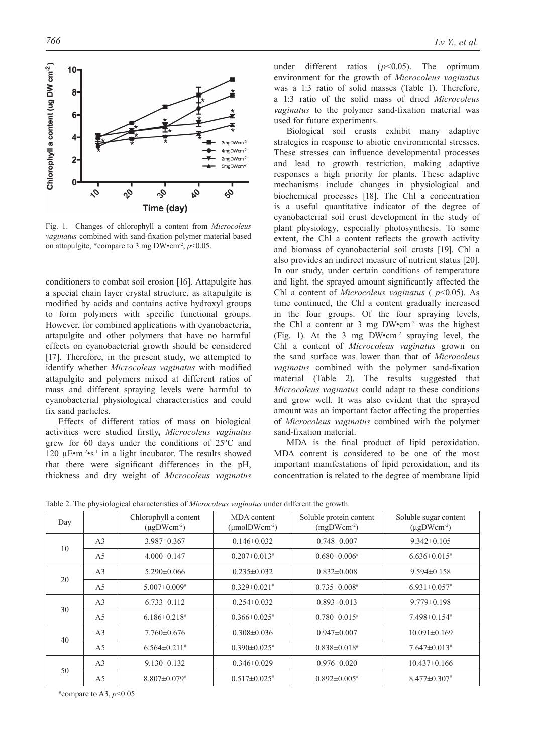Fig. 1. Changes of chlorophyll a content from *Microcoleus vaginatus* combined with sand-fixation polymer material based on attapulgite, *compare to 3 mg DW•cm$^{-2}$, $p<0.05$.

conditioners to combat soil erosion [16]. Attapulgite has a special chain layer crystal structure, as attapulgite is modified by acids and contains active hydroxyl groups to form polymers with specific functional groups. However, for combined applications with cyanobacteria, attapulgite and other polymers that have no harmful effects on cyanobacterial growth should be considered [17]. Therefore, in the present study, we attempted to identify whether *Microcoleus vaginatus* with modified attapulgite and polymers mixed at different ratios of mass and different spraying levels were harmful to cyanobacterial physiological characteristics and could fix sand particles.

Effects of different ratios of mass on biological activities were studied firstly**,** *Microcoleus vaginatus* grew for 60 days under the conditions of 25ºC and 120 μE•m$^{-2}$•s$^{-1}$ in a light incubator. The results showed that there were significant differences in the pH, thickness and dry weight of *Microcoleus vaginatus* under different ratios ($p<0.05$). The optimum environment for the growth of *Microcoleus vaginatus* was a 1:3 ratio of solid masses (Table 1). Therefore, a 1:3 ratio of the solid mass of dried *Microcoleus vaginatus* to the polymer sand-fixation material was used for future experiments.

Biological soil crusts exhibit many adaptive strategies in response to abiotic environmental stresses. These stresses can influence developmental processes and lead to growth restriction, making adaptive responses a high priority for plants. These adaptive mechanisms include changes in physiological and biochemical processes [18]. The Chl a concentration is a useful quantitative indicator of the degree of cyanobacterial soil crust development in the study of plant physiology, especially photosynthesis. To some extent, the Chl a content reflects the growth activity and biomass of cyanobacterial soil crusts [19]. Chl a also provides an indirect measure of nutrient status [20]. In our study, under certain conditions of temperature and light, the sprayed amount significantly affected the Chl a content of *Microcoleus vaginatus* ( $p<0.05$). As time continued, the Chl a content gradually increased in the four groups. Of the four spraying levels, the Chl a content at 3 mg DW•cm$^{-2}$ was the highest (Fig. 1). At the 3 mg DW•cm$^{-2}$ spraying level, the Chl a content of *Microcoleus vaginatus* grown on the sand surface was lower than that of *Microcoleus vaginatus* combined with the polymer sand-fixation material (Table 2). The results suggested that *Microcoleus vaginatus* could adapt to these conditions and grow well. It was also evident that the sprayed amount was an important factor affecting the properties of *Microcoleus vaginatus* combined with the polymer sand-fixation material.

MDA is the final product of lipid peroxidation. MDA content is considered to be one of the most important manifestations of lipid peroxidation, and its concentration is related to the degree of membrane lipid

Table 2. The physiological characteristics of *Microcoleus vaginatus* under different the growth.

| Day | | Chlorophyll a content (μgDWcm$^{-2}$) | MDA content (μmolDWcm$^{-2}$) | Soluble protein content (mgDWcm$^{-2}$) | Soluble sugar content (μgDWcm$^{-2}$) |
|---|---|---|---|---|---|
| 10 | A3 | 3.987±0.367 | 0.146±0.032 | 0.748±0.007 | 9.342±0.105 |
| | A5 | 4.000±0.147 | 0.207±0.013# | 0.680±0.006# | 6.636±0.015# |
| 20 | A3 | 5.290±0.066 | 0.235±0.032 | 0.832±0.008 | 9.594±0.158 |
| | A5 | 5.007±0.009# | 0.329±0.021# | 0.735±0.008# | 6.931±0.057# |
| 30 | A3 | 6.733±0.112 | 0.254±0.032 | 0.893±0.013 | 9.779±0.198 |
| | A5 | 6.186±0.218# | 0.366±0.025# | 0.780±0.015# | 7.498±0.154# |
| 40 | A3 | 7.760±0.676 | 0.308±0.036 | 0.947±0.007 | 10.091±0.169 |
| | A5 | 6.564±0.211# | 0.390±0.025# | 0.838±0.018# | 7.647±0.013# |
| 50 | A3 | 9.130±0.132 | 0.346±0.029 | 0.976±0.020 | 10.437±0.166 |
| | A5 | 8.807±0.079# | 0.517±0.025# | 0.892±0.005# | 8.477±0.307# |

#compare to A3, $p<0.05$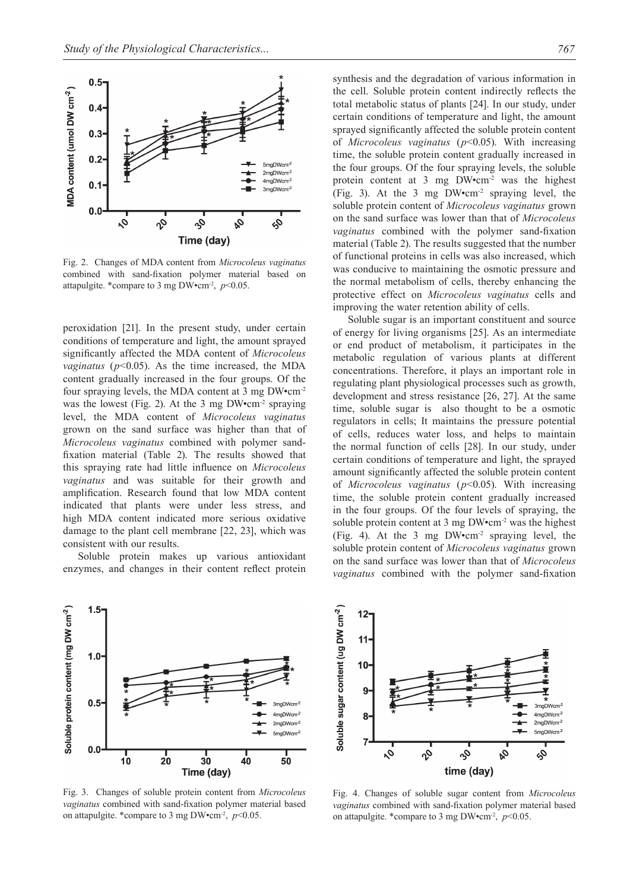Fig. 2. Changes of MDA content from *Microcoleus vaginatus* combined with sand-fixation polymer material based on attapulgite. *compare to 3 mg DW•cm$^{-2}$, $p$<0.05.

peroxidation [21]. In the present study, under certain conditions of temperature and light, the amount sprayed significantly affected the MDA content of *Microcoleus vaginatus* ($p$<0.05). As the time increased, the MDA content gradually increased in the four groups. Of the four spraying levels, the MDA content at 3 mg DW•cm$^{-2}$ was the lowest (Fig. 2). At the 3 mg DW•cm$^{-2}$ spraying level, the MDA content of *Microcoleus vaginatus* grown on the sand surface was higher than that of *Microcoleus vaginatus* combined with polymer sand-fixation material (Table 2). The results showed that this spraying rate had little influence on *Microcoleus vaginatus* and was suitable for their growth and amplification. Research found that low MDA content indicated that plants were under less stress, and high MDA content indicated more serious oxidative damage to the plant cell membrane [22, 23], which was consistent with our results.

Soluble protein makes up various antioxidant enzymes, and changes in their content reflect protein synthesis and the degradation of various information in the cell. Soluble protein content indirectly reflects the total metabolic status of plants [24]. In our study, under certain conditions of temperature and light, the amount sprayed significantly affected the soluble protein content of *Microcoleus vaginatus* ($p$<0.05). With increasing time, the soluble protein content gradually increased in the four groups. Of the four spraying levels, the soluble protein content at 3 mg DW•cm$^{-2}$ was the highest (Fig. 3). At the 3 mg DW•cm$^{-2}$ spraying level, the soluble protein content of *Microcoleus vaginatus* grown on the sand surface was lower than that of *Microcoleus vaginatus* combined with the polymer sand-fixation material (Table 2). The results suggested that the number of functional proteins in cells was also increased, which was conducive to maintaining the osmotic pressure and the normal metabolism of cells, thereby enhancing the protective effect on *Microcoleus vaginatus* cells and improving the water retention ability of cells.

Soluble sugar is an important constituent and source of energy for living organisms [25]. As an intermediate or end product of metabolism, it participates in the metabolic regulation of various plants at different concentrations. Therefore, it plays an important role in regulating plant physiological processes such as growth, development and stress resistance [26, 27]. At the same time, soluble sugar is also thought to be a osmotic regulators in cells; It maintains the pressure potential of cells, reduces water loss, and helps to maintain the normal function of cells [28]. In our study, under certain conditions of temperature and light, the sprayed amount significantly affected the soluble protein content of *Microcoleus vaginatus* ($p$<0.05). With increasing time, the soluble protein content gradually increased in the four groups. Of the four levels of spraying, the soluble protein content at 3 mg DW•cm$^{-2}$ was the highest (Fig. 4). At the 3 mg DW•cm$^{-2}$ spraying level, the soluble protein content of *Microcoleus vaginatus* grown on the sand surface was lower than that of *Microcoleus vaginatus* combined with the polymer sand-fixation

Fig. 3. Changes of soluble protein content from *Microcoleus vaginatus* combined with sand-fixation polymer material based on attapulgite. *compare to 3 mg DW•cm$^{-2}$, $p$<0.05.

Fig. 4. Changes of soluble sugar content from *Microcoleus vaginatus* combined with sand-fixation polymer material based on attapulgite. *compare to 3 mg DW•cm$^{-2}$, $p$<0.05.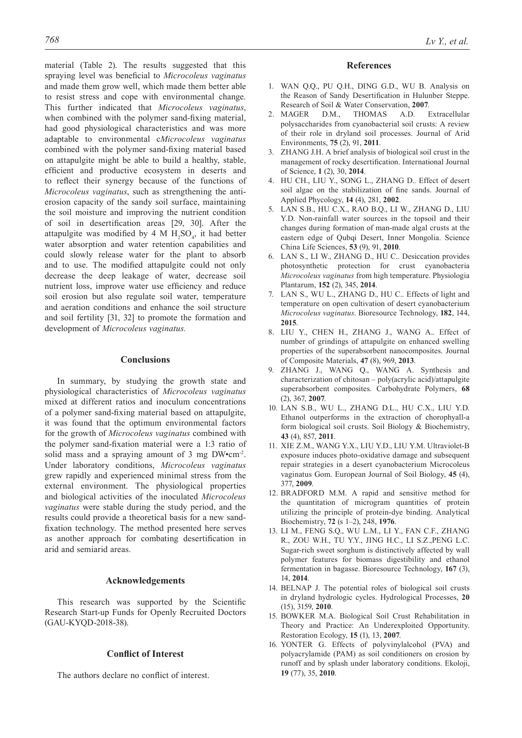material (Table 2). The results suggested that this spraying level was beneficial to *Microcoleus vaginatus* and made them grow well, which made them better able to resist stress and cope with environmental change. This further indicated that *Microcoleus vaginatus*, when combined with the polymer sand-fixing material, had good physiological characteristics and was more adaptable to environmental c*Microcoleus vaginatus* combined with the polymer sand-fixing material based on attapulgite might be able to build a healthy, stable, efficient and productive ecosystem in deserts and to reflect their synergy because of the functions of *Microcoleus vaginatus*, such as strengthening the anti-erosion capacity of the sandy soil surface, maintaining the soil moisture and improving the nutrient condition of soil in desertification areas [29, 30]. After the attapulgite was modified by 4 M $H_2SO_4$, it had better water absorption and water retention capabilities and could slowly release water for the plant to absorb and to use. The modified attapulgite could not only decrease the deep leakage of water, decrease soil nutrient loss, improve water use efficiency and reduce soil erosion but also regulate soil water, temperature and aeration conditions and enhance the soil structure and soil fertility [31, 32] to promote the formation and development of *Microcoleus vaginatus.*

## Conclusions

In summary, by studying the growth state and physiological characteristics of *Microcoleus vaginatus* mixed at different ratios and inoculum concentrations of a polymer sand-fixing material based on attapulgite, it was found that the optimum environmental factors for the growth of *Microcoleus vaginatus* combined with the polymer sand-fixation material were a 1:3 ratio of solid mass and a spraying amount of 3 mg DW•cm$^{-2}$. Under laboratory conditions, *Microcoleus vaginatus* grew rapidly and experienced minimal stress from the external environment. The physiological properties and biological activities of the inoculated *Microcoleus vaginatus* were stable during the study period, and the results could provide a theoretical basis for a new sand-fixation technology. The method presented here serves as another approach for combating desertification in arid and semiarid areas.

## Acknowledgements

This research was supported by the Scientific Research Start-up Funds for Openly Recruited Doctors (GAU-KYQD-2018-38).

## Conflict of Interest

The authors declare no conflict of interest.

## References

1. WAN Q.Q., PU Q.H., DING G.D., WU B. Analysis on the Reason of Sandy Desertification in Hulunber Steppe. Research of Soil & Water Conservation, **2007**.
2. MAGER D.M., THOMAS A.D. Extracellular polysaccharides from cyanobacterial soil crusts: A review of their role in dryland soil processes. Journal of Arid Environments, **75** (2), 91, **2011**.
3. ZHANG J.H. A brief analysis of biological soil crust in the management of rocky desertification. International Journal of Science, **1** (2), 30, **2014**.
4. HU CH., LIU Y., SONG L., ZHANG D.. Effect of desert soil algae on the stabilization of fine sands. Journal of Applied Phycology, **14** (4), 281, **2002**.
5. LAN S.B., HU C.X., RAO B.Q., LI W., ZHANG D., LIU Y.D. Non-rainfall water sources in the topsoil and their changes during formation of man-made algal crusts at the eastern edge of Qubqi Desert, Inner Mongolia. Science China Life Sciences, **53** (9), 91, **2010**.
6. LAN S., LI W., ZHANG D., HU C.. Desiccation provides photosynthetic protection for crust cyanobacteria *Microcoleus vaginatus* from high temperature. Physiologia Plantarum, **152** (2), 345, **2014**.
7. LAN S., WU L., ZHANG D., HU C.. Effects of light and temperature on open cultivation of desert cyanobacterium *Microcoleus vaginatus*. Bioresource Technology, **182**, 144, **2015**.
8. LIU Y., CHEN H., ZHANG J., WANG A.. Effect of number of grindings of attapulgite on enhanced swelling properties of the superabsorbent nanocomposites. Journal of Composite Materials, **47** (8), 969, **2013**.
9. ZHANG J., WANG Q., WANG A. Synthesis and characterization of chitosan – poly(acrylic acid)/attapulgite superabsorbent composites. Carbohydrate Polymers, **68** (2), 367, **2007**.
10. LAN S.B., WU L., ZHANG D.L., HU C.X., LIU Y.D. Ethanol outperforms in the extraction of chorophyall-a form biological soil crusts. Soil Biology & Biochemistry, **43** (4), 857, **2011**.
11. XIE Z.M., WANG Y.X., LIU Y.D., LIU Y.M. Ultraviolet-B exposure induces photo-oxidative damage and subsequent repair strategies in a desert cyanobacterium Microcoleus vaginatus Gom. European Journal of Soil Biology, **45** (4), 377, **2009**.
12. BRADFORD M.M. A rapid and sensitive method for the quantitation of microgram quantities of protein utilizing the principle of protein-dye binding. Analytical Biochemistry, **72** (s 1–2), 248, **1976**.
13. LI M., FENG S.Q., WU L.M., LI Y., FAN C.F., ZHANG R., ZOU W.H., TU Y.Y., JING H.C., LI S.Z.,PENG L.C. Sugar-rich sweet sorghum is distinctively affected by wall polymer features for biomass digestibility and ethanol fermentation in bagasse. Bioresource Technology, **167** (3), 14, **2014**.
14. BELNAP J. The potential roles of biological soil crusts in dryland hydrologic cycles. Hydrological Processes, **20** (15), 3159, **2010**.
15. BOWKER M.A. Biological Soil Crust Rehabilitation in Theory and Practice: An Underexploited Opportunity. Restoration Ecology, **15** (1), 13, **2007**.
16. YONTER G. Effects of polyvinylalcohol (PVA) and polyacrylamide (PAM) as soil conditioners on erosion by runoff and by splash under laboratory conditions. Ekoloji, **19** (77), 35, **2010**.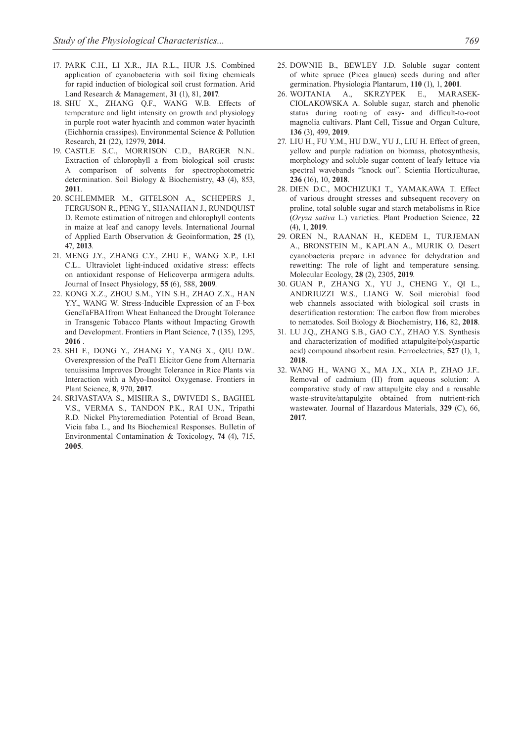17. PARK C.H., LI X.R., JIA R.L., HUR J.S. Combined application of cyanobacteria with soil fixing chemicals for rapid induction of biological soil crust formation. Arid Land Research & Management, **31** (1), 81, **2017**.
18. SHU X., ZHANG Q.F., WANG W.B. Effects of temperature and light intensity on growth and physiology in purple root water hyacinth and common water hyacinth (Eichhornia crassipes). Environmental Science & Pollution Research, **21** (22), 12979, **2014**.
19. CASTLE S.C., MORRISON C.D., BARGER N.N.. Extraction of chlorophyll a from biological soil crusts: A comparison of solvents for spectrophotometric determination. Soil Biology & Biochemistry, **43** (4), 853, **2011**.
20. SCHLEMMER M., GITELSON A., SCHEPERS J., FERGUSON R., PENG Y., SHANAHAN J., RUNDQUIST D. Remote estimation of nitrogen and chlorophyll contents in maize at leaf and canopy levels. International Journal of Applied Earth Observation & Geoinformation, **25** (1), 47, **2013**.
21. MENG J.Y., ZHANG C.Y., ZHU F., WANG X.P., LEI C.L.. Ultraviolet light-induced oxidative stress: effects on antioxidant response of Helicoverpa armigera adults. Journal of Insect Physiology, **55** (6), 588, **2009**.
22. KONG X.Z., ZHOU S.M., YIN S.H., ZHAO Z.X., HAN Y.Y., WANG W. Stress-Inducible Expression of an F-box GeneTaFBA1from Wheat Enhanced the Drought Tolerance in Transgenic Tobacco Plants without Impacting Growth and Development. Frontiers in Plant Science, **7** (135), 1295, **2016** .
23. SHI F., DONG Y., ZHANG Y., YANG X., QIU D.W.. Overexpression of the PeaT1 Elicitor Gene from Alternaria tenuissima Improves Drought Tolerance in Rice Plants via Interaction with a Myo-Inositol Oxygenase. Frontiers in Plant Science, **8**, 970, **2017**.
24. SRIVASTAVA S., MISHRA S., DWIVEDI S., BAGHEL V.S., VERMA S., TANDON P.K., RAI U.N., Tripathi R.D. Nickel Phytoremediation Potential of Broad Bean, Vicia faba L., and Its Biochemical Responses. Bulletin of Environmental Contamination & Toxicology, **74** (4), 715, **2005**.
25. DOWNIE B., BEWLEY J.D. Soluble sugar content of white spruce (Picea glauca) seeds during and after germination. Physiologia Plantarum, **110** (1), 1, **2001**.
26. WOJTANIA A., SKRZYPEK E., MARASEK-CIOLAKOWSKA A. Soluble sugar, starch and phenolic status during rooting of easy- and difficult-to-root magnolia cultivars. Plant Cell, Tissue and Organ Culture, **136** (3), 499, **2019**.
27. LIU H., FU Y.M., HU D.W., YU J., LIU H. Effect of green, yellow and purple radiation on biomass, photosynthesis, morphology and soluble sugar content of leafy lettuce via spectral wavebands "knock out". Scientia Horticulturae, **236** (16), 10, **2018**.
28. DIEN D.C., MOCHIZUKI T., YAMAKAWA T. Effect of various drought stresses and subsequent recovery on proline, total soluble sugar and starch metabolisms in Rice (*Oryza sativa* L.) varieties. Plant Production Science, **22** (4), 1, **2019**.
29. OREN N., RAANAN H., KEDEM I., TURJEMAN A., BRONSTEIN M., KAPLAN A., MURIK O. Desert cyanobacteria prepare in advance for dehydration and rewetting: The role of light and temperature sensing. Molecular Ecology, **28** (2), 2305, **2019**.
30. GUAN P., ZHANG X., YU J., CHENG Y., QI L., ANDRIUZZI W.S., LIANG W. Soil microbial food web channels associated with biological soil crusts in desertification restoration: The carbon flow from microbes to nematodes. Soil Biology & Biochemistry, **116**, 82, **2018**.
31. LU J.Q., ZHANG S.B., GAO C.Y., ZHAO Y.S. Synthesis and characterization of modified attapulgite/poly(aspartic acid) compound absorbent resin. Ferroelectrics, **527** (1), 1, **2018**.
32. WANG H., WANG X., MA J.X., XIA P., ZHAO J.F.. Removal of cadmium (II) from aqueous solution: A comparative study of raw attapulgite clay and a reusable waste-struvite/attapulgite obtained from nutrient-rich wastewater. Journal of Hazardous Materials, **329** (C), 66, **2017**.